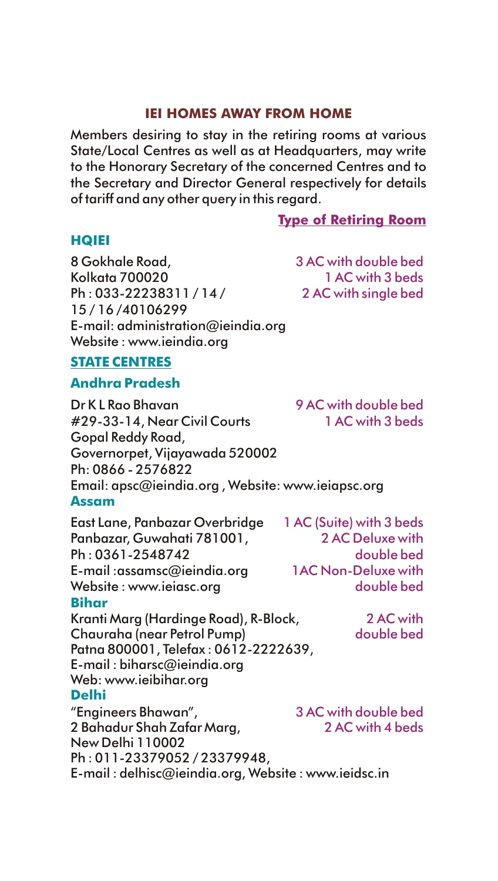## IEI HOMES AWAY FROM HOME

Members desiring to stay in the retiring rooms at various State/Local Centres as well as at Headquarters, may write to the Honorary Secretary of the concerned Centres and to the Secretary and Director General respectively for details of tariff and any other query in this regard.

**Type of Retiring Room**

### HQIEI

| Address | Type of Retiring Room |
|---|---|
| 8 Gokhale Road,<br>Kolkata 700020<br>Ph : 033-22238311 / 14 / 15 / 16 /40106299<br>E-mail: administration@ieindia.org<br>Website : www.ieindia.org | 3 AC with double bed<br>1 AC with 3 beds<br>2 AC with single bed |

### STATE CENTRES

#### Andhra Pradesh

| Address | Type of Retiring Room |
|---|---|
| Dr K L Rao Bhavan<br>#29-33-14, Near Civil Courts<br>Gopal Reddy Road,<br>Governorpet, Vijayawada 520002<br>Ph: 0866 - 2576822<br>Email: apsc@ieindia.org , Website: www.ieiapsc.org | 9 AC with double bed<br>1 AC with 3 beds |

#### Assam

| Address | Type of Retiring Room |
|---|---|
| East Lane, Panbazar Overbridge<br>Panbazar, Guwahati 781001,<br>Ph : 0361-2548742<br>E-mail :assamsc@ieindia.org<br>Website : www.ieiasc.org | 1 AC (Suite) with 3 beds<br>2 AC Deluxe with double bed<br>1AC Non-Deluxe with double bed |

#### Bihar

| Address | Type of Retiring Room |
|---|---|
| Kranti Marg (Hardinge Road), R-Block,<br>Chauraha (near Petrol Pump)<br>Patna 800001, Telefax : 0612-2222639,<br>E-mail : biharsc@ieindia.org<br>Web: www.ieibihar.org | 2 AC with double bed |

#### Delhi

| Address | Type of Retiring Room |
|---|---|
| "Engineers Bhawan",<br>2 Bahadur Shah Zafar Marg,<br>New Delhi 110002<br>Ph : 011-23379052 / 23379948,<br>E-mail : delhisc@ieindia.org, Website : www.ieidsc.in | 3 AC with double bed<br>2 AC with 4 beds |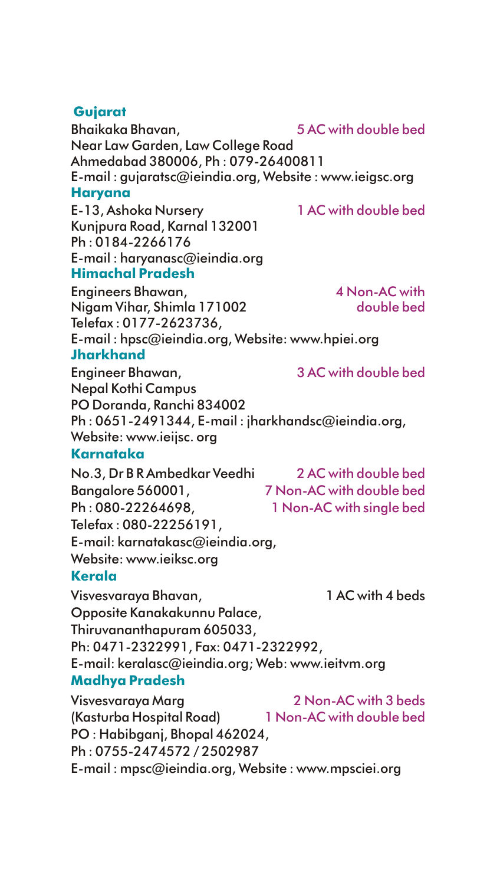### Gujarat

Bhaikaka Bhavan,
Near Law Garden, Law College Road
Ahmedabad 380006, Ph : 079-26400811
E-mail : gujaratsc@ieindia.org, Website : www.ieigsc.org

5 AC with double bed

### Haryana

E-13, Ashoka Nursery
Kunjpura Road, Karnal 132001
Ph : 0184-2266176
E-mail : haryanasc@ieindia.org

1 AC with double bed

### Himachal Pradesh

Engineers Bhawan,
Nigam Vihar, Shimla 171002
Telefax : 0177-2623736,
E-mail : hpsc@ieindia.org, Website: www.hpiei.org

4 Non-AC with double bed

### Jharkhand

Engineer Bhawan,
Nepal Kothi Campus
PO Doranda, Ranchi 834002
Ph : 0651-2491344, E-mail : jharkhandsc@ieindia.org,
Website: www.ieijsc. org

3 AC with double bed

### Karnataka

No.3, Dr B R Ambedkar Veedhi
Bangalore 560001,
Ph : 080-22264698,
Telefax : 080-22256191,
E-mail: karnatakasc@ieindia.org,
Website: www.ieiksc.org

2 AC with double bed
7 Non-AC with double bed
1 Non-AC with single bed

### Kerala

Visvesvaraya Bhavan,
Opposite Kanakakunnu Palace,
Thiruvananthapuram 605033,
Ph: 0471-2322991, Fax: 0471-2322992,
E-mail: keralasc@ieindia.org; Web: www.ieitvm.org

1 AC with 4 beds

### Madhya Pradesh

Visvesvaraya Marg
(Kasturba Hospital Road)
PO : Habibganj, Bhopal 462024,
Ph : 0755-2474572 / 2502987
E-mail : mpsc@ieindia.org, Website : www.mpsciei.org

2 Non-AC with 3 beds
1 Non-AC with double bed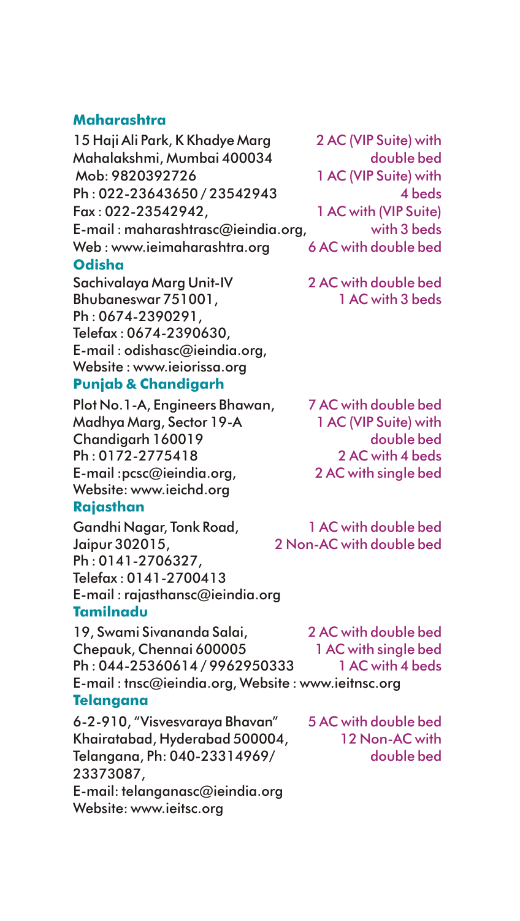### Maharashtra

15 Haji Ali Park, K Khadye Marg
Mahalakshmi, Mumbai 400034
Mob: 9820392726
Ph : 022-23643650 / 23542943
Fax : 022-23542942,
E-mail : maharashtrasc@ieindia.org,
Web : www.ieimaharashtra.org

2 AC (VIP Suite) with double bed
1 AC (VIP Suite) with 4 beds
1 AC with (VIP Suite) with 3 beds
6 AC with double bed

### Odisha

Sachivalaya Marg Unit-IV
Bhubaneswar 751001,
Ph : 0674-2390291,
Telefax : 0674-2390630,
E-mail : odishasc@ieindia.org,
Website : www.ieiorissa.org

2 AC with double bed
1 AC with 3 beds

### Punjab & Chandigarh

Plot No.1-A, Engineers Bhawan,
Madhya Marg, Sector 19-A
Chandigarh 160019
Ph : 0172-2775418
E-mail :pcsc@ieindia.org,
Website: www.ieichd.org

7 AC with double bed
1 AC (VIP Suite) with double bed
2 AC with 4 beds
2 AC with single bed

### Rajasthan

Gandhi Nagar, Tonk Road,
Jaipur 302015,
Ph : 0141-2706327,
Telefax : 0141-2700413
E-mail : rajasthansc@ieindia.org

1 AC with double bed
2 Non-AC with double bed

### Tamilnadu

19, Swami Sivananda Salai,
Chepauk, Chennai 600005
Ph : 044-25360614 / 9962950333
E-mail : tnsc@ieindia.org, Website : www.ieitnsc.org

2 AC with double bed
1 AC with single bed
1 AC with 4 beds

### Telangana

6-2-910, "Visvesvaraya Bhavan"
Khairatabad, Hyderabad 500004,
Telangana, Ph: 040-23314969/ 23373087,
E-mail: telanganasc@ieindia.org
Website: www.ieitsc.org

5 AC with double bed
12 Non-AC with double bed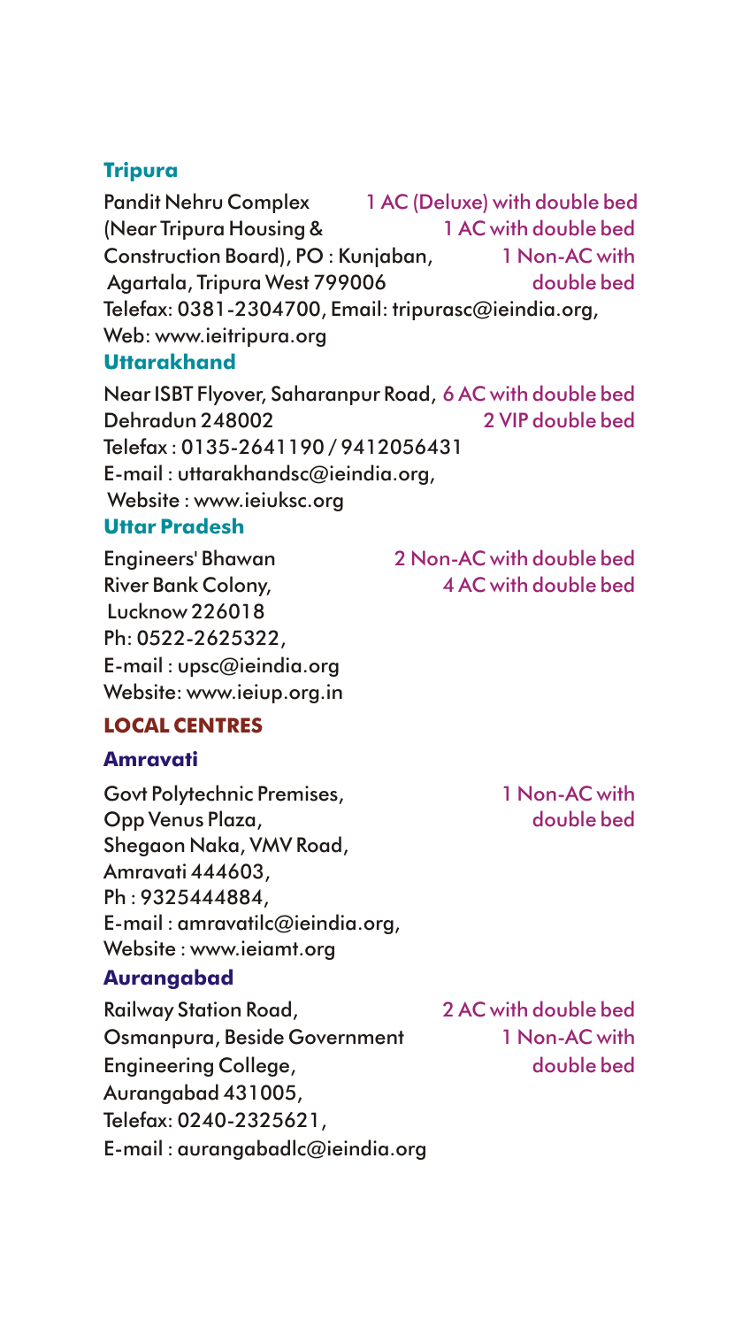### Tripura

Pandit Nehru Complex
(Near Tripura Housing & Construction Board), PO : Kunjaban,
Agartala, Tripura West 799006
Telefax: 0381-2304700, Email: tripurasc@ieindia.org,
Web: www.ieitripura.org

- 1 AC (Deluxe) with double bed
- 1 AC with double bed
- 1 Non-AC with double bed

### Uttarakhand

Near ISBT Flyover, Saharanpur Road,
Dehradun 248002
Telefax : 0135-2641190 / 9412056431
E-mail : uttarakhandsc@ieindia.org,
Website : www.ieiuksc.org

- 6 AC with double bed
- 2 VIP double bed

### Uttar Pradesh

Engineers' Bhawan
River Bank Colony,
Lucknow 226018
Ph: 0522-2625322,
E-mail : upsc@ieindia.org
Website: www.ieiup.org.in

- 2 Non-AC with double bed
- 4 AC with double bed

## LOCAL CENTRES

### Amravati

Govt Polytechnic Premises,
Opp Venus Plaza,
Shegaon Naka, VMV Road,
Amravati 444603,
Ph : 9325444884,
E-mail : amravatilc@ieindia.org,
Website : www.ieiamt.org

- 1 Non-AC with double bed

### Aurangabad

Railway Station Road,
Osmanpura, Beside Government Engineering College,
Aurangabad 431005,
Telefax: 0240-2325621,
E-mail : aurangabadlc@ieindia.org

- 2 AC with double bed
- 1 Non-AC with double bed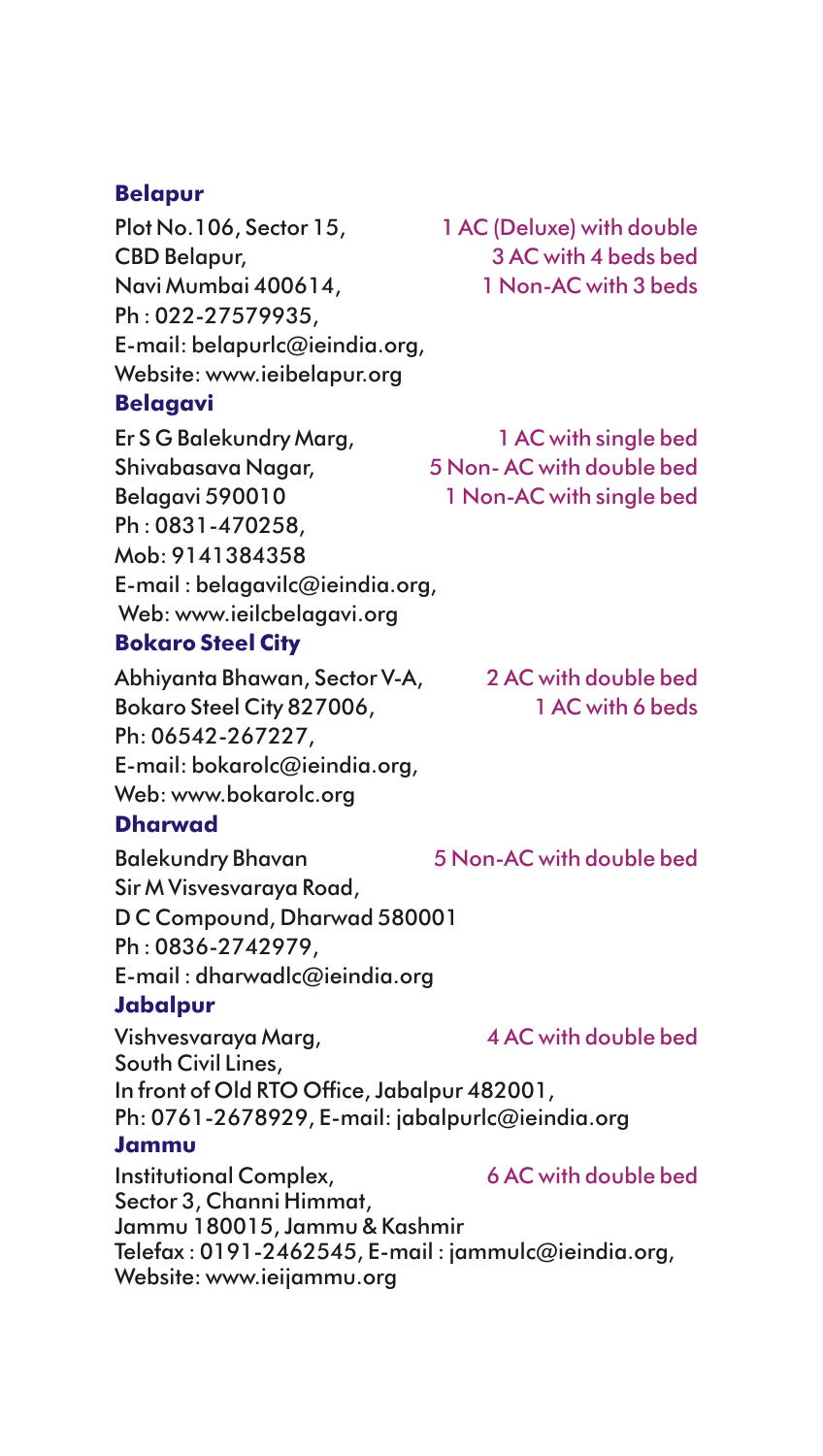**Belapur**

Plot No.106, Sector 15,
CBD Belapur,
Navi Mumbai 400614,
Ph : 022-27579935,
E-mail: belapurlc@ieindia.org,
Website: www.ieibelapur.org

1 AC (Deluxe) with double
3 AC with 4 beds bed
1 Non-AC with 3 beds

**Belagavi**

Er S G Balekundry Marg,
Shivabasava Nagar,
Belagavi 590010
Ph : 0831-470258,
Mob: 9141384358
E-mail : belagavilc@ieindia.org,
Web: www.ieilcbelagavi.org

1 AC with single bed
5 Non- AC with double bed
1 Non-AC with single bed

**Bokaro Steel City**

Abhiyanta Bhawan, Sector V-A,
Bokaro Steel City 827006,
Ph: 06542-267227,
E-mail: bokarolc@ieindia.org,
Web: www.bokarolc.org

2 AC with double bed
1 AC with 6 beds

**Dharwad**

Balekundry Bhavan
Sir M Visvesvaraya Road,
D C Compound, Dharwad 580001
Ph : 0836-2742979,
E-mail : dharwadlc@ieindia.org

5 Non-AC with double bed

**Jabalpur**

Vishvesvaraya Marg,
South Civil Lines,
In front of Old RTO Office, Jabalpur 482001,
Ph: 0761-2678929, E-mail: jabalpurlc@ieindia.org

4 AC with double bed

**Jammu**

Institutional Complex,
Sector 3, Channi Himmat,
Jammu 180015, Jammu & Kashmir
Telefax : 0191-2462545, E-mail : jammulc@ieindia.org,
Website: www.ieijammu.org

6 AC with double bed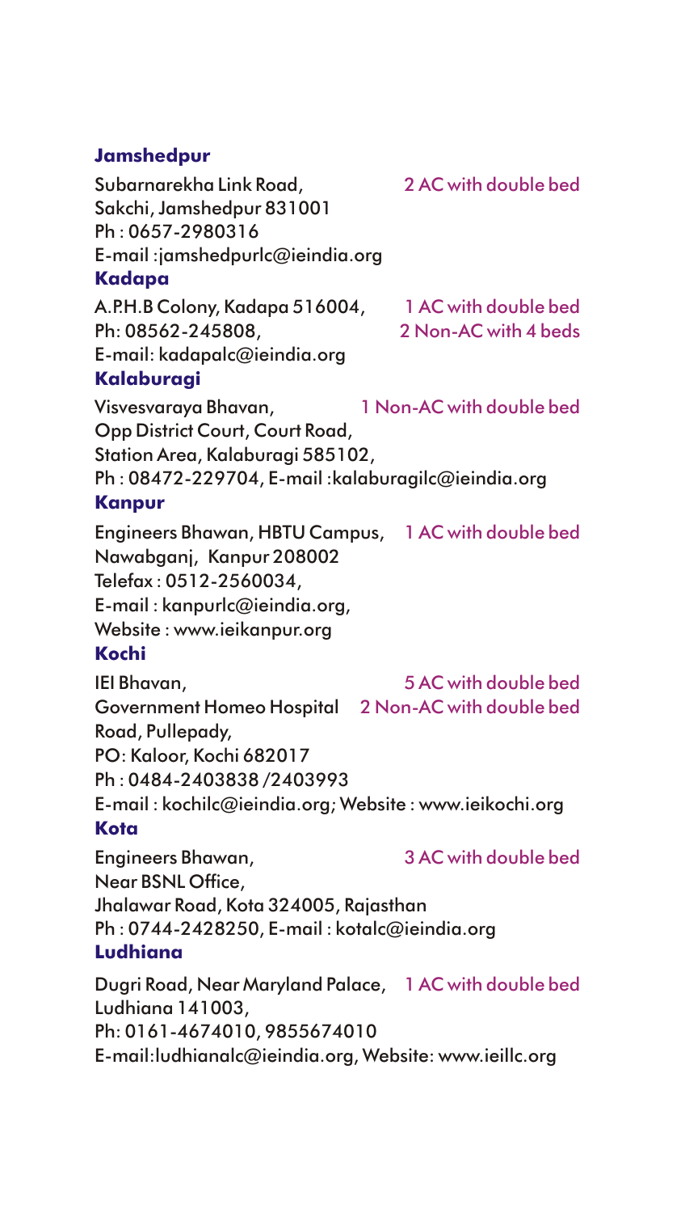### Jamshedpur

Subarnarekha Link Road, Sakchi, Jamshedpur 831001
Ph : 0657-2980316
E-mail :jamshedpurlc@ieindia.org

2 AC with double bed

### Kadapa

A.P.H.B Colony, Kadapa 516004,
Ph: 08562-245808,
E-mail: kadapalc@ieindia.org

1 AC with double bed
2 Non-AC with 4 beds

### Kalaburagi

Visvesvaraya Bhavan, Opp District Court, Court Road, Station Area, Kalaburagi 585102,
Ph : 08472-229704, E-mail :kalaburagilc@ieindia.org

1 Non-AC with double bed

### Kanpur

Engineers Bhawan, HBTU Campus, Nawabganj, Kanpur 208002
Telefax : 0512-2560034,
E-mail : kanpurlc@ieindia.org,
Website : www.ieikanpur.org

1 AC with double bed

### Kochi

IEI Bhavan, Government Homeo Hospital Road, Pullepady,
PO: Kaloor, Kochi 682017
Ph : 0484-2403838 /2403993
E-mail : kochilc@ieindia.org; Website : www.ieikochi.org

5 AC with double bed
2 Non-AC with double bed

### Kota

Engineers Bhawan, Near BSNL Office,
Jhalawar Road, Kota 324005, Rajasthan
Ph : 0744-2428250, E-mail : kotalc@ieindia.org

3 AC with double bed

### Ludhiana

Dugri Road, Near Maryland Palace, Ludhiana 141003,
Ph: 0161-4674010, 9855674010
E-mail:ludhianalc@ieindia.org, Website: www.ieillc.org

1 AC with double bed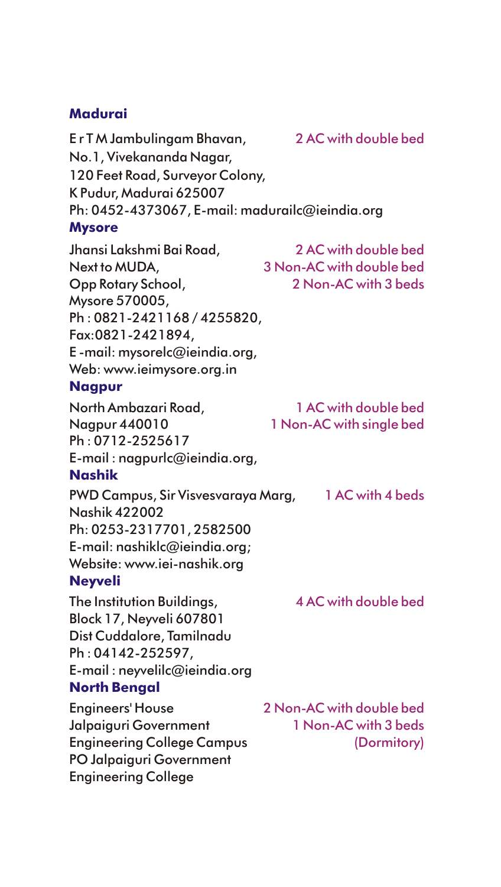### Madurai

E r T M Jambulingam Bhavan,
No.1, Vivekananda Nagar,
120 Feet Road, Surveyor Colony,
K Pudur, Madurai 625007
Ph: 0452-4373067, E-mail: madurailc@ieindia.org

2 AC with double bed

### Mysore

Jhansi Lakshmi Bai Road,
Next to MUDA,
Opp Rotary School,
Mysore 570005,
Ph : 0821-2421168 / 4255820,
Fax:0821-2421894,
E -mail: mysorelc@ieindia.org,
Web: www.ieimysore.org.in

2 AC with double bed
3 Non-AC with double bed
2 Non-AC with 3 beds

### Nagpur

North Ambazari Road,
Nagpur 440010
Ph : 0712-2525617
E-mail : nagpurlc@ieindia.org,

1 AC with double bed
1 Non-AC with single bed

### Nashik

PWD Campus, Sir Visvesvaraya Marg,
Nashik 422002
Ph: 0253-2317701, 2582500
E-mail: nashiklc@ieindia.org;
Website: www.iei-nashik.org

1 AC with 4 beds

### Neyveli

The Institution Buildings,
Block 17, Neyveli 607801
Dist Cuddalore, Tamilnadu
Ph : 04142-252597,
E-mail : neyvelilc@ieindia.org

4 AC with double bed

### North Bengal

Engineers' House
Jalpaiguri Government
Engineering College Campus
PO Jalpaiguri Government
Engineering College

2 Non-AC with double bed
1 Non-AC with 3 beds
(Dormitory)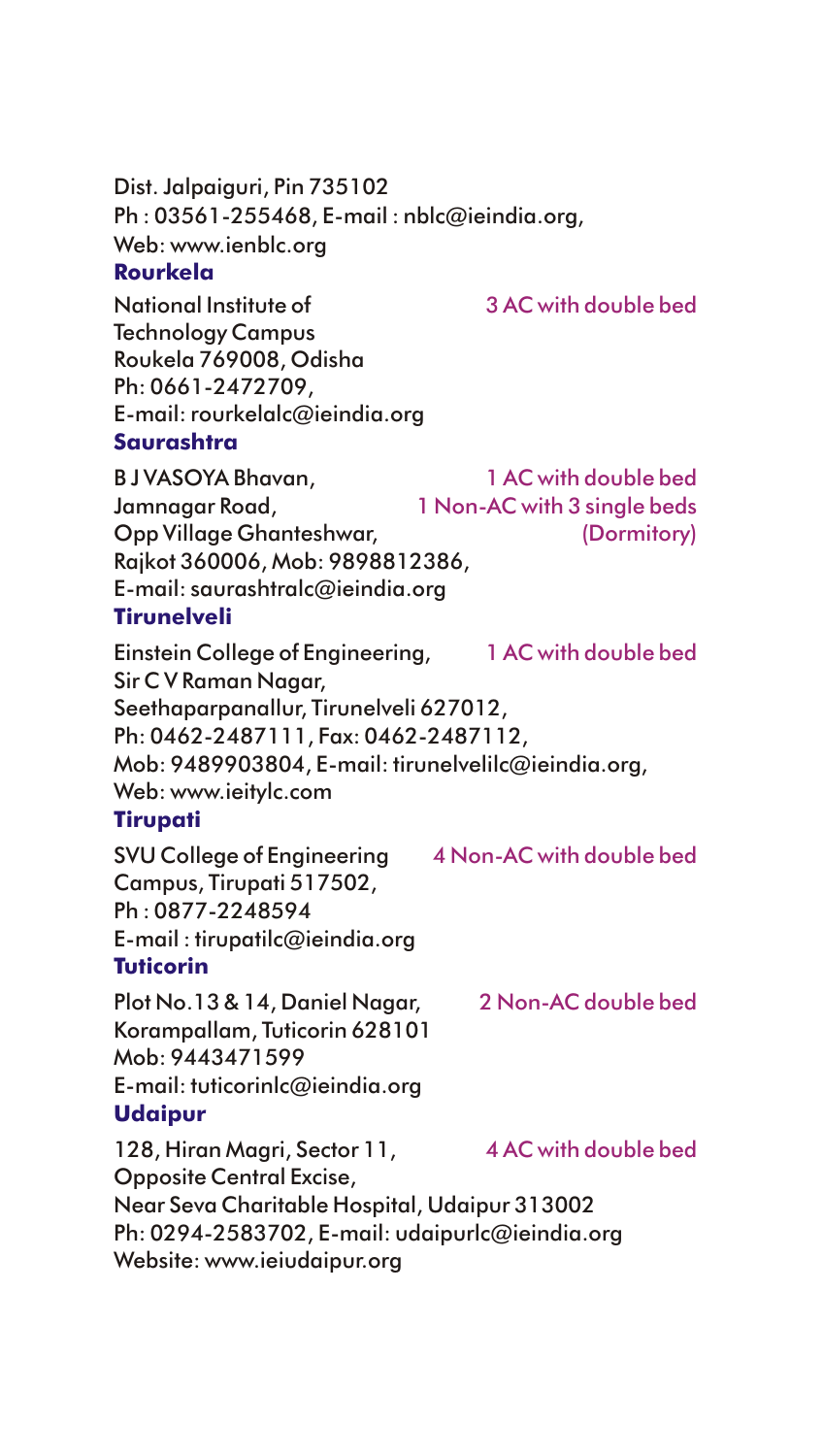Dist. Jalpaiguri, Pin 735102
Ph : 03561-255468, E-mail : nblc@ieindia.org,
Web: www.ienblc.org

### Rourkela

| Address | Accommodation |
|---|---|
| National Institute of Technology Campus<br>Roukela 769008, Odisha<br>Ph: 0661-2472709,<br>E-mail: rourkelalc@ieindia.org | 3 AC with double bed |

### Saurashtra

| Address | Accommodation |
|---|---|
| B J VASOYA Bhavan,<br>Jamnagar Road,<br>Opp Village Ghanteshwar,<br>Rajkot 360006, Mob: 9898812386,<br>E-mail: saurashtralc@ieindia.org | 1 AC with double bed<br>1 Non-AC with 3 single beds (Dormitory) |

### Tirunelveli

| Address | Accommodation |
|---|---|
| Einstein College of Engineering,<br>Sir C V Raman Nagar,<br>Seethaparpanallur, Tirunelveli 627012,<br>Ph: 0462-2487111, Fax: 0462-2487112,<br>Mob: 9489903804, E-mail: tirunelvelilc@ieindia.org,<br>Web: www.ieitylc.com | 1 AC with double bed |

### Tirupati

| Address | Accommodation |
|---|---|
| SVU College of Engineering<br>Campus, Tirupati 517502,<br>Ph : 0877-2248594<br>E-mail : tirupatilc@ieindia.org | 4 Non-AC with double bed |

### Tuticorin

| Address | Accommodation |
|---|---|
| Plot No.13 & 14, Daniel Nagar,<br>Korampallam, Tuticorin 628101<br>Mob: 9443471599<br>E-mail: tuticorinlc@ieindia.org | 2 Non-AC double bed |

### Udaipur

| Address | Accommodation |
|---|---|
| 128, Hiran Magri, Sector 11,<br>Opposite Central Excise,<br>Near Seva Charitable Hospital, Udaipur 313002<br>Ph: 0294-2583702, E-mail: udaipurlc@ieindia.org<br>Website: www.ieiudaipur.org | 4 AC with double bed |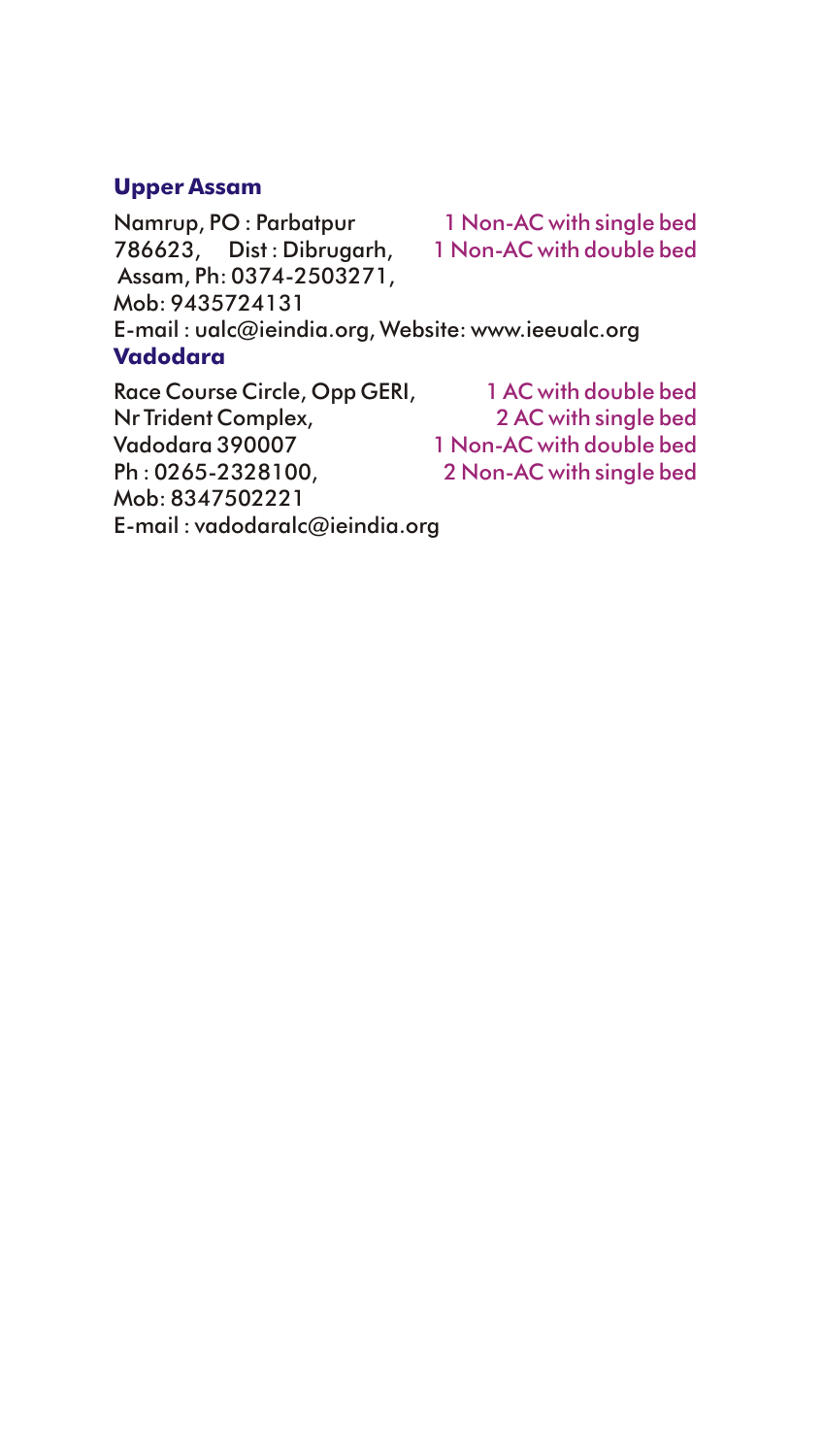### Upper Assam

Namrup, PO : Parbatpur 786623, Dist : Dibrugarh, Assam, Ph: 0374-2503271, Mob: 9435724131
E-mail : ualc@ieindia.org, Website: www.ieeualc.org

1 Non-AC with single bed
1 Non-AC with double bed

### Vadodara

Race Course Circle, Opp GERI, Nr Trident Complex, Vadodara 390007
Ph : 0265-2328100, Mob: 8347502221
E-mail : vadodaralc@ieindia.org

1 AC with double bed
2 AC with single bed
1 Non-AC with double bed
2 Non-AC with single bed